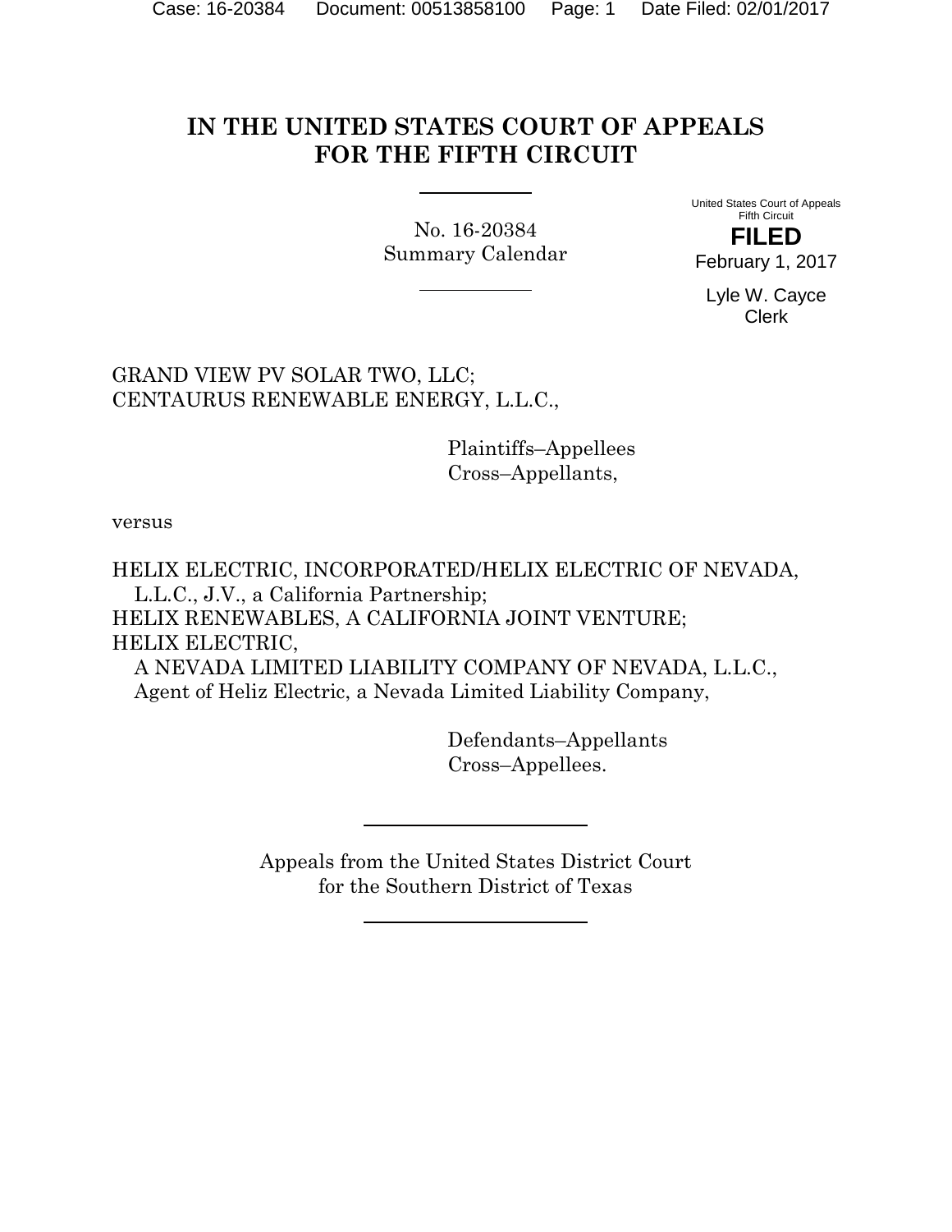# IN THE UNITED STATES COURT OF APPEALS FOR THE FIFTH CIRCUIT

No. 16-20384
Summary Calendar

United States Court of Appeals
Fifth Circuit

**FILED**

February 1, 2017

Lyle W. Cayce
Clerk

GRAND VIEW PV SOLAR TWO, LLC;
CENTAURUS RENEWABLE ENERGY, L.L.C.,

Plaintiffs–Appellees
Cross–Appellants,

versus

HELIX ELECTRIC, INCORPORATED/HELIX ELECTRIC OF NEVADA, L.L.C., J.V., a California Partnership;
HELIX RENEWABLES, A CALIFORNIA JOINT VENTURE;
HELIX ELECTRIC,
A NEVADA LIMITED LIABILITY COMPANY OF NEVADA, L.L.C., Agent of Heliz Electric, a Nevada Limited Liability Company,

Defendants–Appellants
Cross–Appellees.

Appeals from the United States District Court
for the Southern District of Texas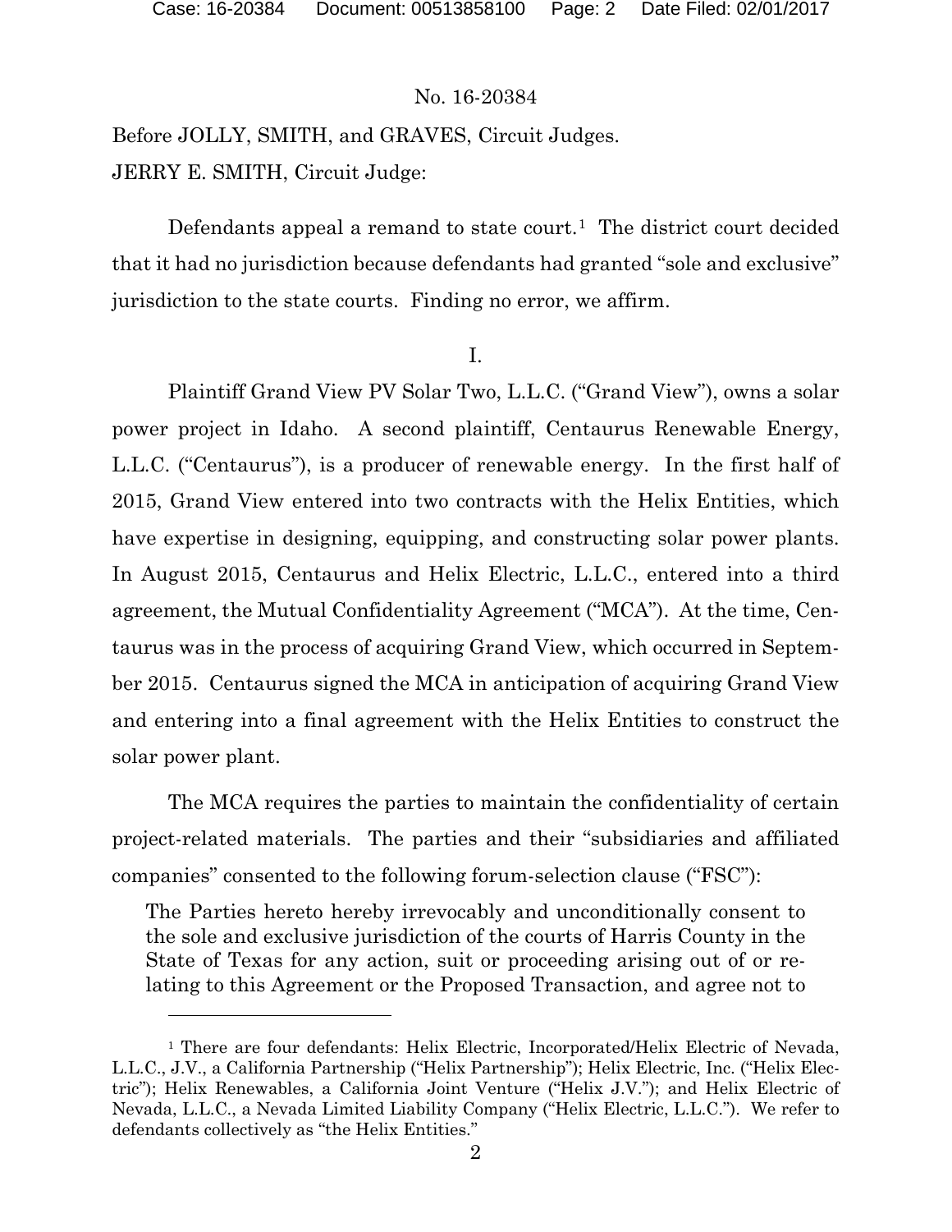No. 16-20384

Before JOLLY, SMITH, and GRAVES, Circuit Judges.

JERRY E. SMITH, Circuit Judge:

Defendants appeal a remand to state court.[1] The district court decided that it had no jurisdiction because defendants had granted "sole and exclusive" jurisdiction to the state courts. Finding no error, we affirm.

I.

Plaintiff Grand View PV Solar Two, L.L.C. ("Grand View"), owns a solar power project in Idaho. A second plaintiff, Centaurus Renewable Energy, L.L.C. ("Centaurus"), is a producer of renewable energy. In the first half of 2015, Grand View entered into two contracts with the Helix Entities, which have expertise in designing, equipping, and constructing solar power plants. In August 2015, Centaurus and Helix Electric, L.L.C., entered into a third agreement, the Mutual Confidentiality Agreement ("MCA"). At the time, Centaurus was in the process of acquiring Grand View, which occurred in September 2015. Centaurus signed the MCA in anticipation of acquiring Grand View and entering into a final agreement with the Helix Entities to construct the solar power plant.

The MCA requires the parties to maintain the confidentiality of certain project-related materials. The parties and their "subsidiaries and affiliated companies" consented to the following forum-selection clause ("FSC"):

> The Parties hereto hereby irrevocably and unconditionally consent to the sole and exclusive jurisdiction of the courts of Harris County in the State of Texas for any action, suit or proceeding arising out of or relating to this Agreement or the Proposed Transaction, and agree not to

[1] There are four defendants: Helix Electric, Incorporated/Helix Electric of Nevada, L.L.C., J.V., a California Partnership ("Helix Partnership"); Helix Electric, Inc. ("Helix Electric"); Helix Renewables, a California Joint Venture ("Helix J.V."); and Helix Electric of Nevada, L.L.C., a Nevada Limited Liability Company ("Helix Electric, L.L.C."). We refer to defendants collectively as "the Helix Entities."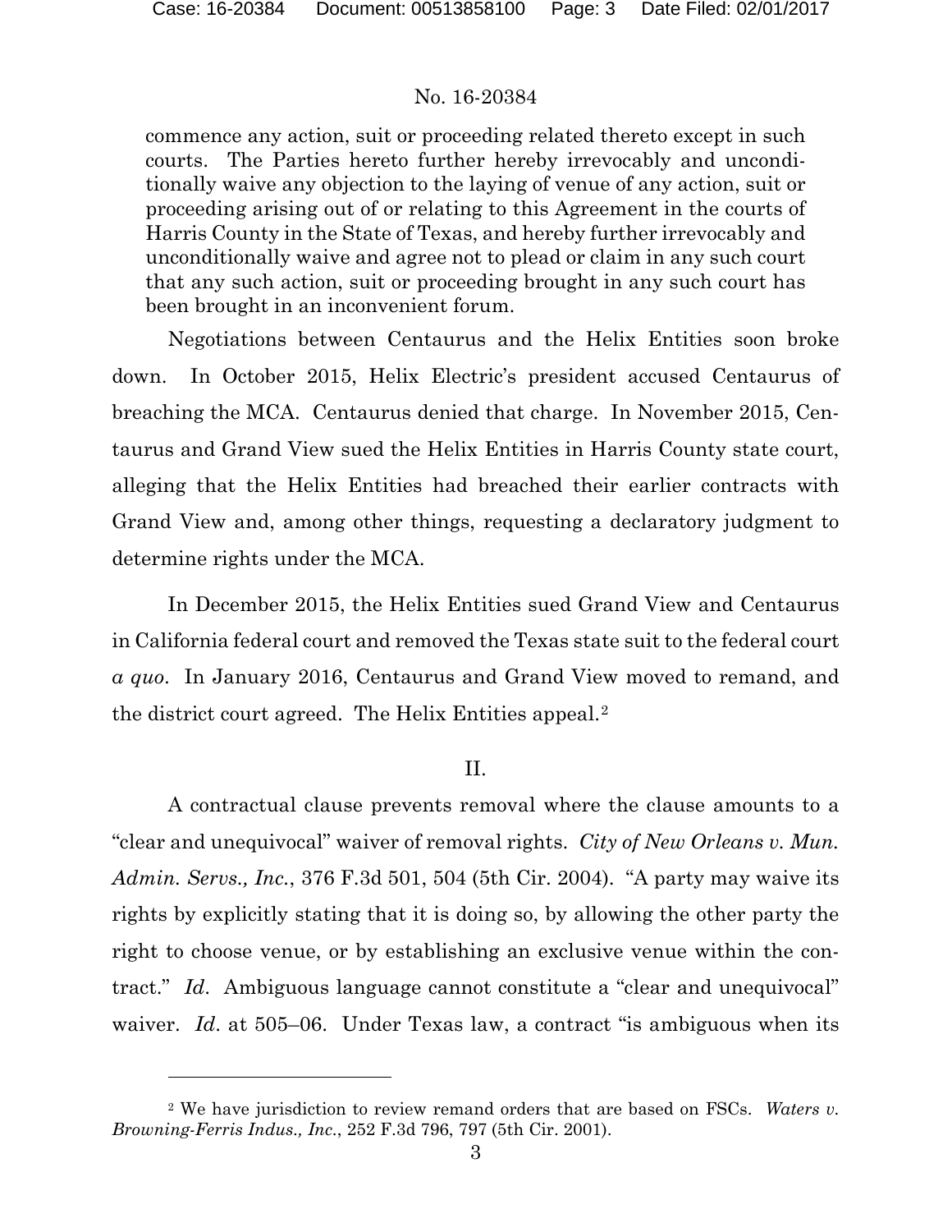commence any action, suit or proceeding related thereto except in such courts. The Parties hereto further hereby irrevocably and unconditionally waive any objection to the laying of venue of any action, suit or proceeding arising out of or relating to this Agreement in the courts of Harris County in the State of Texas, and hereby further irrevocably and unconditionally waive and agree not to plead or claim in any such court that any such action, suit or proceeding brought in any such court has been brought in an inconvenient forum.

Negotiations between Centaurus and the Helix Entities soon broke down. In October 2015, Helix Electric's president accused Centaurus of breaching the MCA. Centaurus denied that charge. In November 2015, Centaurus and Grand View sued the Helix Entities in Harris County state court, alleging that the Helix Entities had breached their earlier contracts with Grand View and, among other things, requesting a declaratory judgment to determine rights under the MCA.

In December 2015, the Helix Entities sued Grand View and Centaurus in California federal court and removed the Texas state suit to the federal court *a quo*. In January 2016, Centaurus and Grand View moved to remand, and the district court agreed. The Helix Entities appeal.[2]

## II.

A contractual clause prevents removal where the clause amounts to a "clear and unequivocal" waiver of removal rights. *City of New Orleans v. Mun. Admin. Servs., Inc.*, 376 F.3d 501, 504 (5th Cir. 2004). "A party may waive its rights by explicitly stating that it is doing so, by allowing the other party the right to choose venue, or by establishing an exclusive venue within the contract." *Id.* Ambiguous language cannot constitute a "clear and unequivocal" waiver. *Id.* at 505–06. Under Texas law, a contract "is ambiguous when its

---

[2] We have jurisdiction to review remand orders that are based on FSCs. *Waters v. Browning-Ferris Indus., Inc.*, 252 F.3d 796, 797 (5th Cir. 2001).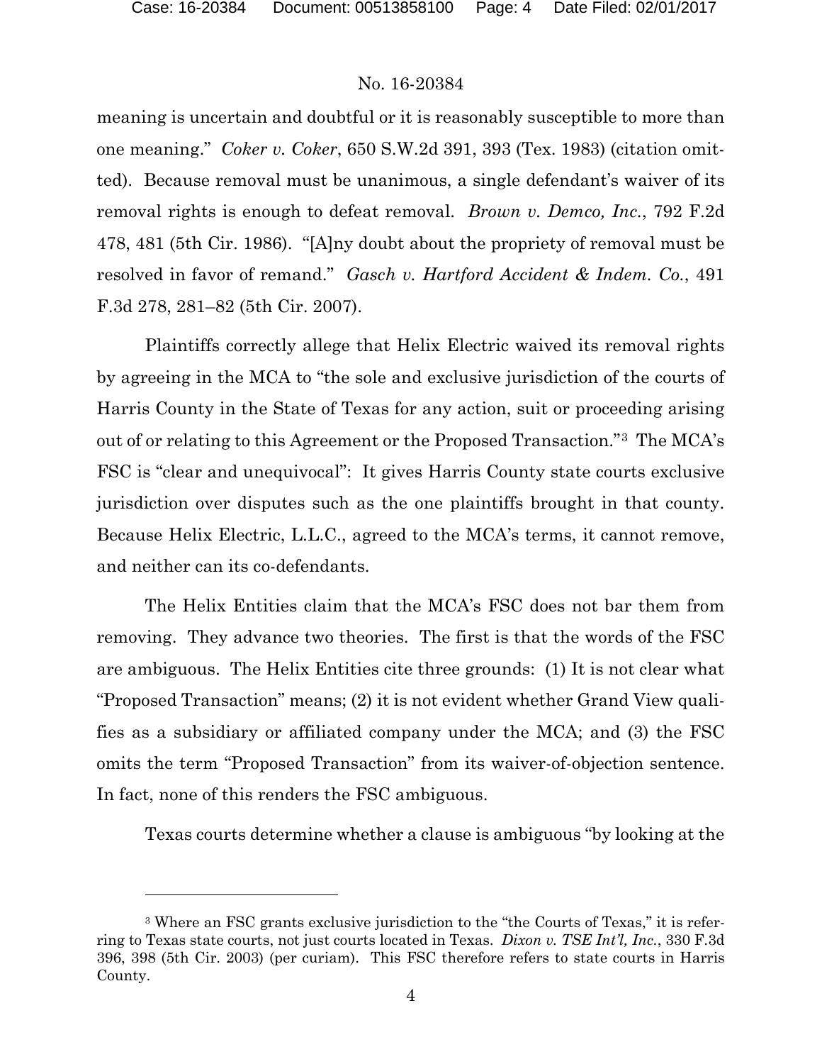meaning is uncertain and doubtful or it is reasonably susceptible to more than one meaning." *Coker v. Coker*, 650 S.W.2d 391, 393 (Tex. 1983) (citation omitted). Because removal must be unanimous, a single defendant's waiver of its removal rights is enough to defeat removal. *Brown v. Demco, Inc.*, 792 F.2d 478, 481 (5th Cir. 1986). "[A]ny doubt about the propriety of removal must be resolved in favor of remand." *Gasch v. Hartford Accident & Indem. Co.*, 491 F.3d 278, 281–82 (5th Cir. 2007).

Plaintiffs correctly allege that Helix Electric waived its removal rights by agreeing in the MCA to "the sole and exclusive jurisdiction of the courts of Harris County in the State of Texas for any action, suit or proceeding arising out of or relating to this Agreement or the Proposed Transaction."[3] The MCA's FSC is "clear and unequivocal": It gives Harris County state courts exclusive jurisdiction over disputes such as the one plaintiffs brought in that county. Because Helix Electric, L.L.C., agreed to the MCA's terms, it cannot remove, and neither can its co-defendants.

The Helix Entities claim that the MCA's FSC does not bar them from removing. They advance two theories. The first is that the words of the FSC are ambiguous. The Helix Entities cite three grounds: (1) It is not clear what "Proposed Transaction" means; (2) it is not evident whether Grand View qualifies as a subsidiary or affiliated company under the MCA; and (3) the FSC omits the term "Proposed Transaction" from its waiver-of-objection sentence. In fact, none of this renders the FSC ambiguous.

Texas courts determine whether a clause is ambiguous "by looking at the

---

[3] Where an FSC grants exclusive jurisdiction to the "the Courts of Texas," it is referring to Texas state courts, not just courts located in Texas. *Dixon v. TSE Int'l, Inc.*, 330 F.3d 396, 398 (5th Cir. 2003) (per curiam). This FSC therefore refers to state courts in Harris County.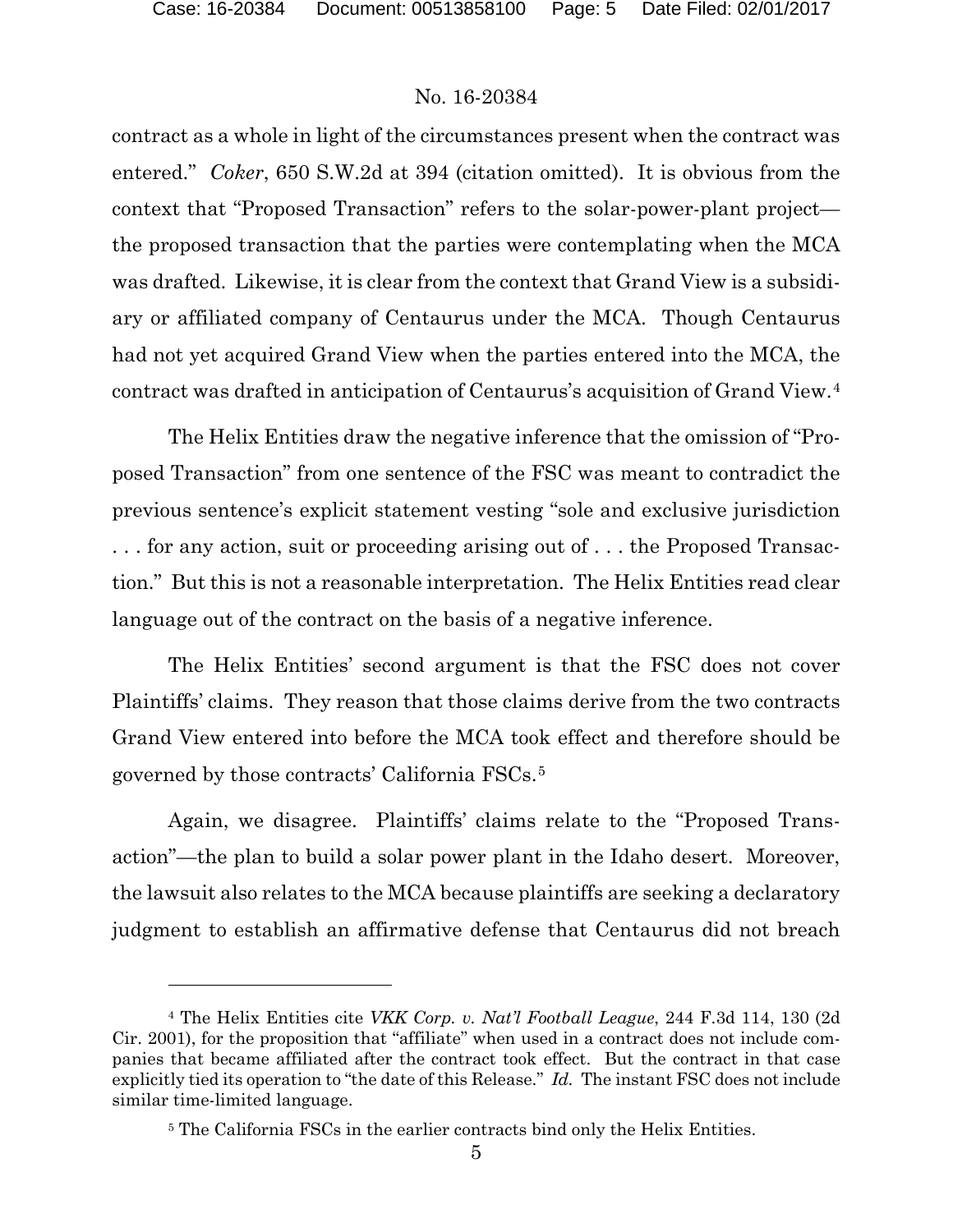contract as a whole in light of the circumstances present when the contract was entered." *Coker*, 650 S.W.2d at 394 (citation omitted). It is obvious from the context that "Proposed Transaction" refers to the solar-power-plant project—the proposed transaction that the parties were contemplating when the MCA was drafted. Likewise, it is clear from the context that Grand View is a subsidiary or affiliated company of Centaurus under the MCA. Though Centaurus had not yet acquired Grand View when the parties entered into the MCA, the contract was drafted in anticipation of Centaurus's acquisition of Grand View.[4]

The Helix Entities draw the negative inference that the omission of "Proposed Transaction" from one sentence of the FSC was meant to contradict the previous sentence's explicit statement vesting "sole and exclusive jurisdiction . . . for any action, suit or proceeding arising out of . . . the Proposed Transaction." But this is not a reasonable interpretation. The Helix Entities read clear language out of the contract on the basis of a negative inference.

The Helix Entities' second argument is that the FSC does not cover Plaintiffs' claims. They reason that those claims derive from the two contracts Grand View entered into before the MCA took effect and therefore should be governed by those contracts' California FSCs.[5]

Again, we disagree. Plaintiffs' claims relate to the "Proposed Transaction"—the plan to build a solar power plant in the Idaho desert. Moreover, the lawsuit also relates to the MCA because plaintiffs are seeking a declaratory judgment to establish an affirmative defense that Centaurus did not breach

---

[4] The Helix Entities cite *VKK Corp. v. Nat'l Football League*, 244 F.3d 114, 130 (2d Cir. 2001), for the proposition that "affiliate" when used in a contract does not include companies that became affiliated after the contract took effect. But the contract in that case explicitly tied its operation to "the date of this Release." *Id.* The instant FSC does not include similar time-limited language.

[5] The California FSCs in the earlier contracts bind only the Helix Entities.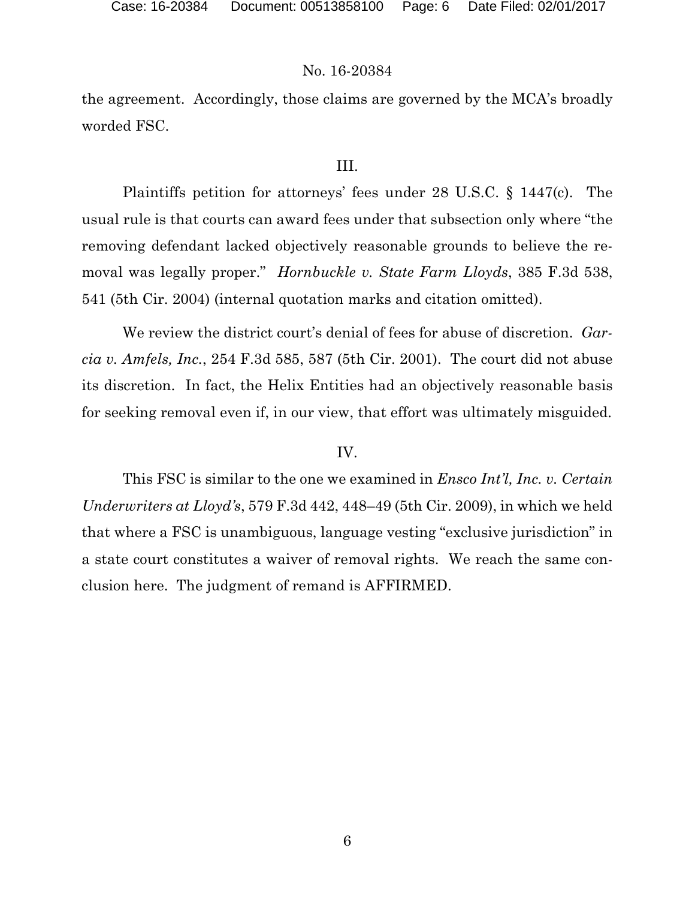the agreement. Accordingly, those claims are governed by the MCA's broadly worded FSC.

## III.

Plaintiffs petition for attorneys' fees under 28 U.S.C. § 1447(c). The usual rule is that courts can award fees under that subsection only where "the removing defendant lacked objectively reasonable grounds to believe the removal was legally proper." *Hornbuckle v. State Farm Lloyds*, 385 F.3d 538, 541 (5th Cir. 2004) (internal quotation marks and citation omitted).

We review the district court's denial of fees for abuse of discretion. *Garcia v. Amfels, Inc.*, 254 F.3d 585, 587 (5th Cir. 2001). The court did not abuse its discretion. In fact, the Helix Entities had an objectively reasonable basis for seeking removal even if, in our view, that effort was ultimately misguided.

## IV.

This FSC is similar to the one we examined in *Ensco Int'l, Inc. v. Certain Underwriters at Lloyd's*, 579 F.3d 442, 448–49 (5th Cir. 2009), in which we held that where a FSC is unambiguous, language vesting "exclusive jurisdiction" in a state court constitutes a waiver of removal rights. We reach the same conclusion here. The judgment of remand is AFFIRMED.